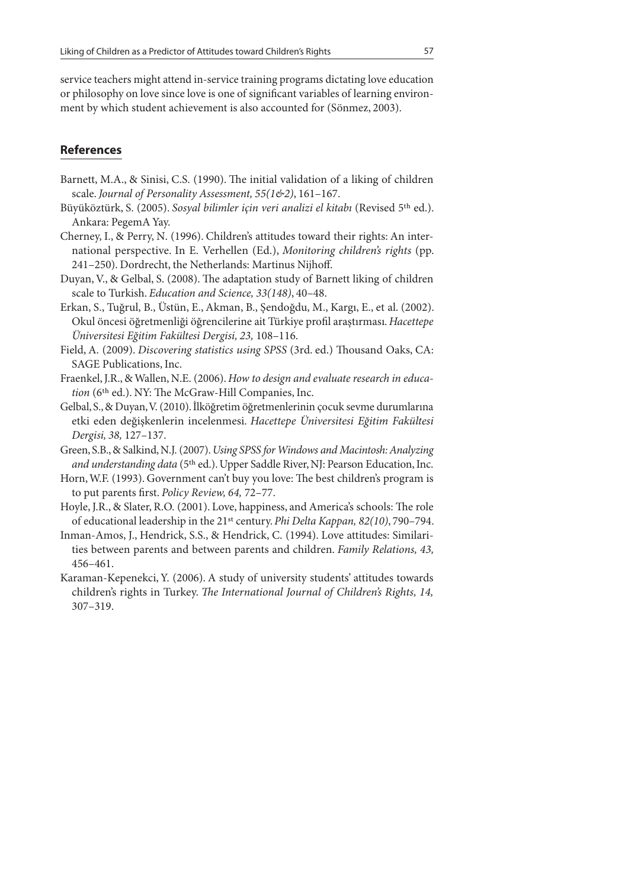service teachers might attend in-service training programs dictating love education or philosophy on love since love is one of significant variables of learning environment by which student achievement is also accounted for (Sönmez, 2003).

## References

Barnett, M.A., & Sinisi, C.S. (1990). The initial validation of a liking of children scale. *Journal of Personality Assessment, 55(1&2)*, 161–167.

Büyüköztürk, S. (2005). *Sosyal bilimler için veri analizi el kitabı* (Revised 5th ed.). Ankara: PegemA Yay.

Cherney, I., & Perry, N. (1996). Children's attitudes toward their rights: An international perspective. In E. Verhellen (Ed.), *Monitoring children's rights* (pp. 241–250). Dordrecht, the Netherlands: Martinus Nijhoff.

Duyan, V., & Gelbal, S. (2008). The adaptation study of Barnett liking of children scale to Turkish. *Education and Science, 33(148)*, 40–48.

Erkan, S., Tuğrul, B., Üstün, E., Akman, B., Şendoğdu, M., Kargı, E., et al. (2002). Okul öncesi öğretmenliği öğrencilerine ait Türkiye profil araştırması. *Hacettepe Üniversitesi Eğitim Fakültesi Dergisi, 23,* 108–116.

Field, A. (2009). *Discovering statistics using SPSS* (3rd. ed.) Thousand Oaks, CA: SAGE Publications, Inc.

Fraenkel, J.R., & Wallen, N.E. (2006). *How to design and evaluate research in education* (6th ed.). NY: The McGraw-Hill Companies, Inc.

Gelbal, S., & Duyan, V. (2010). İlköğretim öğretmenlerinin çocuk sevme durumlarına etki eden değişkenlerin incelenmesi. *Hacettepe Üniversitesi Eğitim Fakültesi Dergisi, 38,* 127–137.

Green, S.B., & Salkind, N.J. (2007). *Using SPSS for Windows and Macintosh: Analyzing and understanding data* (5th ed.). Upper Saddle River, NJ: Pearson Education, Inc.

Horn, W.F. (1993). Government can't buy you love: The best children's program is to put parents first. *Policy Review, 64,* 72–77.

Hoyle, J.R., & Slater, R.O. (2001). Love, happiness, and America's schools: The role of educational leadership in the 21st century. *Phi Delta Kappan, 82(10)*, 790–794.

Inman-Amos, J., Hendrick, S.S., & Hendrick, C. (1994). Love attitudes: Similarities between parents and between parents and children. *Family Relations, 43,* 456–461.

Karaman-Kepenekci, Y. (2006). A study of university students' attitudes towards children's rights in Turkey. *The International Journal of Children's Rights, 14,* 307–319.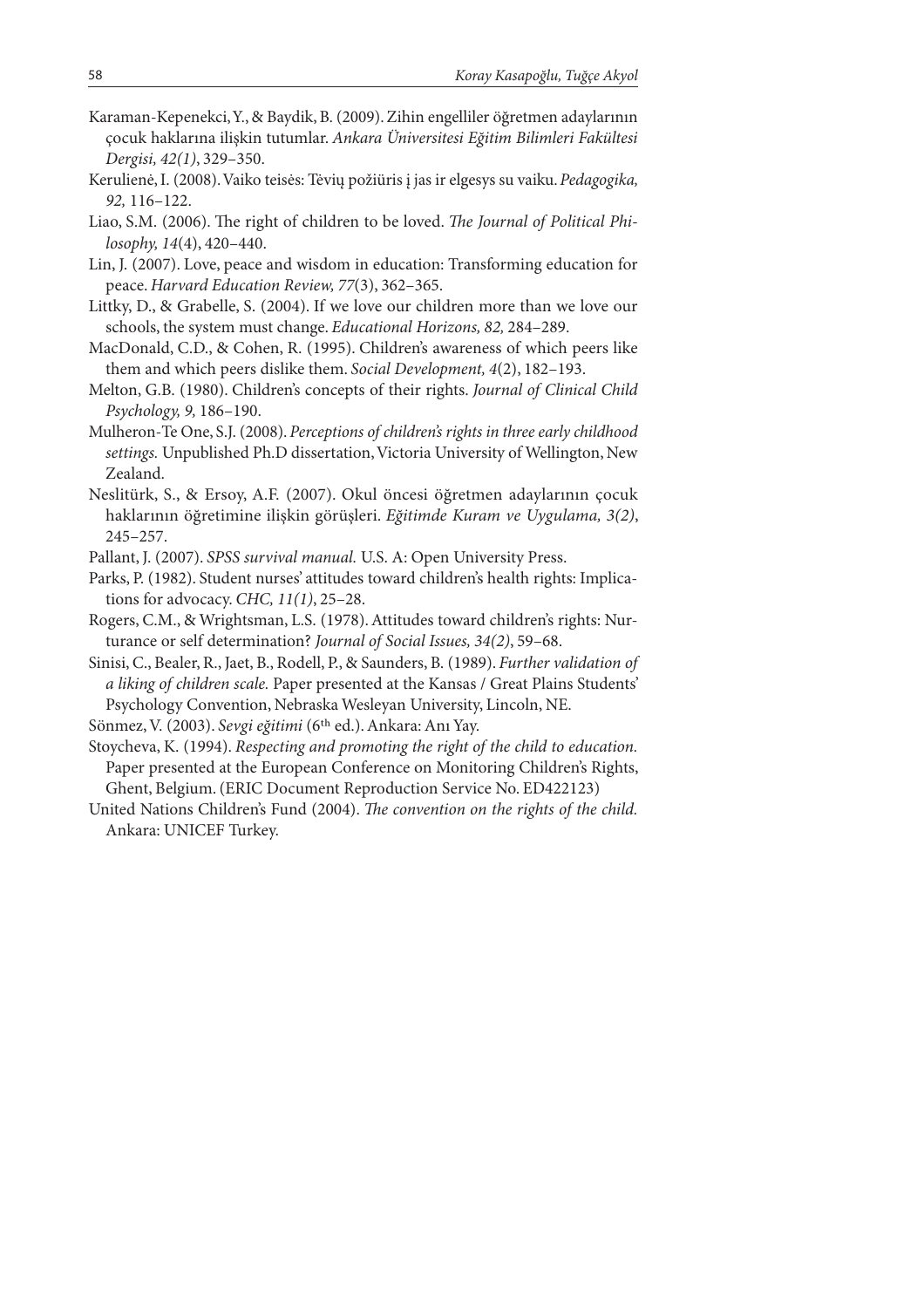Karaman-Kepenekci, Y., & Baydik, B. (2009). Zihin engelliler öğretmen adaylarının çocuk haklarına ilişkin tutumlar. *Ankara Üniversitesi Eğitim Bilimleri Fakültesi Dergisi, 42(1)*, 329–350.

Kerulienė, I. (2008). Vaiko teisės: Tėvių požiūris į jas ir elgesys su vaiku. *Pedagogika, 92,* 116–122.

Liao, S.M. (2006). The right of children to be loved. *The Journal of Political Philosophy, 14*(4), 420–440.

Lin, J. (2007). Love, peace and wisdom in education: Transforming education for peace. *Harvard Education Review, 77*(3), 362–365.

Littky, D., & Grabelle, S. (2004). If we love our children more than we love our schools, the system must change. *Educational Horizons, 82,* 284–289.

MacDonald, C.D., & Cohen, R. (1995). Children's awareness of which peers like them and which peers dislike them. *Social Development, 4*(2), 182–193.

Melton, G.B. (1980). Children's concepts of their rights. *Journal of Clinical Child Psychology, 9,* 186–190.

Mulheron-Te One, S.J. (2008). *Perceptions of children's rights in three early childhood settings.* Unpublished Ph.D dissertation, Victoria University of Wellington, New Zealand.

Neslitürk, S., & Ersoy, A.F. (2007). Okul öncesi öğretmen adaylarının çocuk haklarının öğretimine ilişkin görüşleri. *Eğitimde Kuram ve Uygulama, 3(2)*, 245–257.

Pallant, J. (2007). *SPSS survival manual.* U.S. A: Open University Press.

Parks, P. (1982). Student nurses' attitudes toward children's health rights: Implications for advocacy. *CHC, 11(1)*, 25–28.

Rogers, C.M., & Wrightsman, L.S. (1978). Attitudes toward children's rights: Nurturance or self determination? *Journal of Social Issues, 34(2)*, 59–68.

Sinisi, C., Bealer, R., Jaet, B., Rodell, P., & Saunders, B. (1989). *Further validation of a liking of children scale.* Paper presented at the Kansas / Great Plains Students' Psychology Convention, Nebraska Wesleyan University, Lincoln, NE.

Sönmez, V. (2003). *Sevgi eğitimi* (6th ed.). Ankara: Anı Yay.

Stoycheva, K. (1994). *Respecting and promoting the right of the child to education.* Paper presented at the European Conference on Monitoring Children's Rights, Ghent, Belgium. (ERIC Document Reproduction Service No. ED422123)

United Nations Children's Fund (2004). *The convention on the rights of the child.* Ankara: UNICEF Turkey.